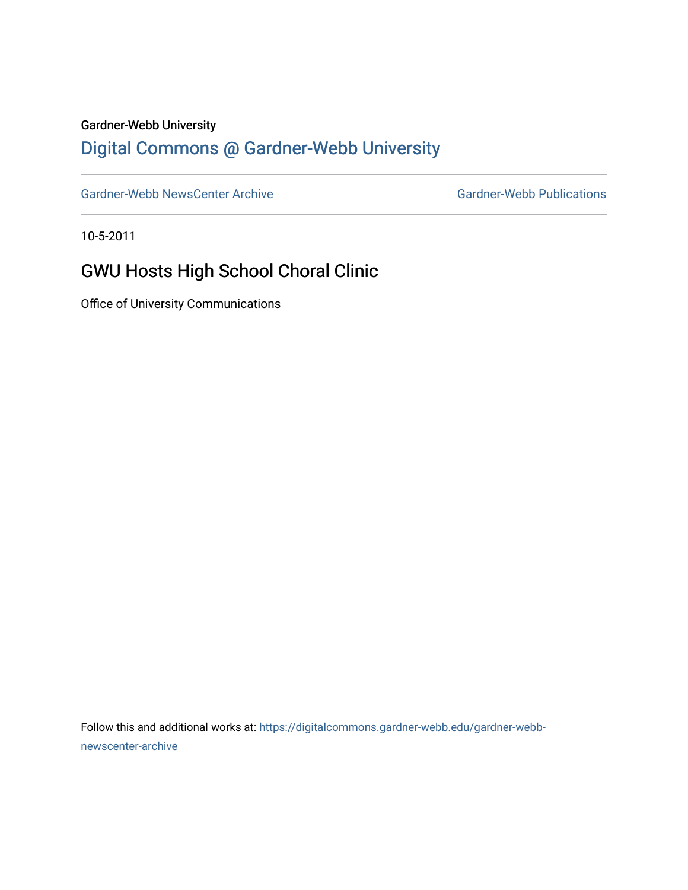Gardner-Webb University

## Digital Commons @ Gardner-Webb University

Gardner-Webb NewsCenter Archive | Gardner-Webb Publications

10-5-2011

# GWU Hosts High School Choral Clinic

Office of University Communications

Follow this and additional works at: https://digitalcommons.gardner-webb.edu/gardner-webb-newscenter-archive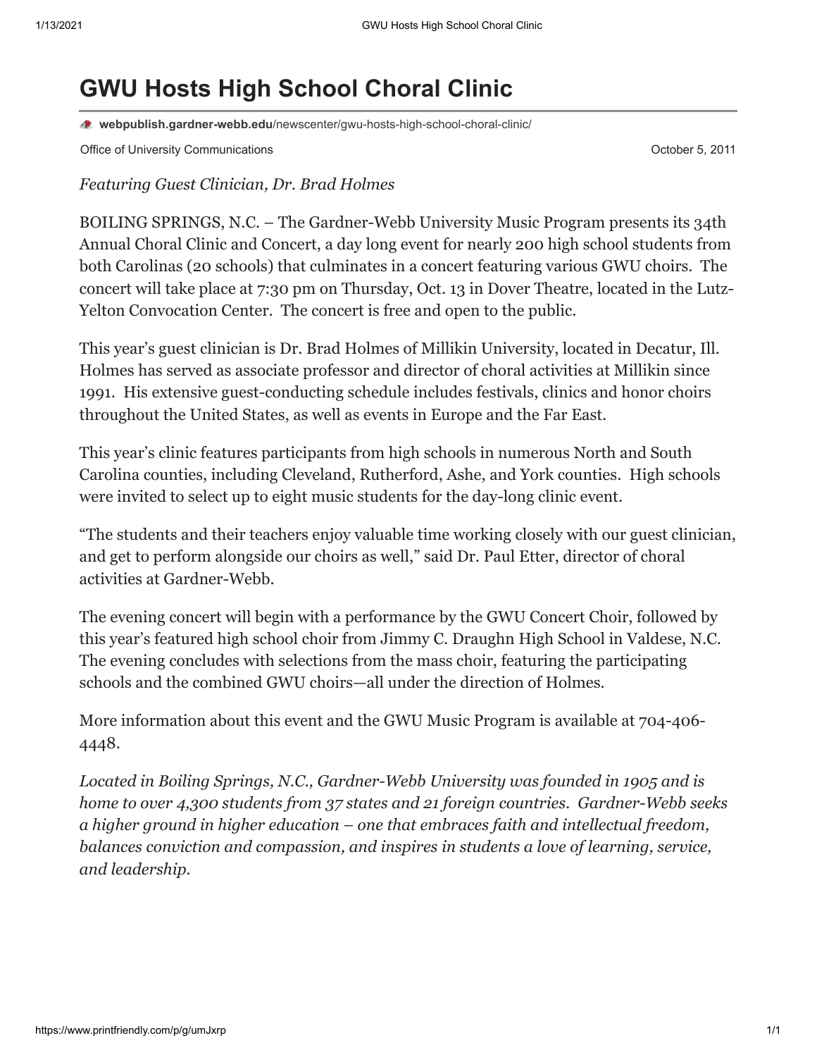# GWU Hosts High School Choral Clinic

**webpublish.gardner-webb.edu**/newscenter/gwu-hosts-high-school-choral-clinic/

Office of University Communications

October 5, 2011

*Featuring Guest Clinician, Dr. Brad Holmes*

BOILING SPRINGS, N.C. – The Gardner-Webb University Music Program presents its 34th Annual Choral Clinic and Concert, a day long event for nearly 200 high school students from both Carolinas (20 schools) that culminates in a concert featuring various GWU choirs. The concert will take place at 7:30 pm on Thursday, Oct. 13 in Dover Theatre, located in the Lutz-Yelton Convocation Center. The concert is free and open to the public.

This year's guest clinician is Dr. Brad Holmes of Millikin University, located in Decatur, Ill. Holmes has served as associate professor and director of choral activities at Millikin since 1991. His extensive guest-conducting schedule includes festivals, clinics and honor choirs throughout the United States, as well as events in Europe and the Far East.

This year's clinic features participants from high schools in numerous North and South Carolina counties, including Cleveland, Rutherford, Ashe, and York counties. High schools were invited to select up to eight music students for the day-long clinic event.

"The students and their teachers enjoy valuable time working closely with our guest clinician, and get to perform alongside our choirs as well," said Dr. Paul Etter, director of choral activities at Gardner-Webb.

The evening concert will begin with a performance by the GWU Concert Choir, followed by this year's featured high school choir from Jimmy C. Draughn High School in Valdese, N.C. The evening concludes with selections from the mass choir, featuring the participating schools and the combined GWU choirs—all under the direction of Holmes.

More information about this event and the GWU Music Program is available at 704-406-4448.

*Located in Boiling Springs, N.C., Gardner-Webb University was founded in 1905 and is home to over 4,300 students from 37 states and 21 foreign countries. Gardner-Webb seeks a higher ground in higher education – one that embraces faith and intellectual freedom, balances conviction and compassion, and inspires in students a love of learning, service, and leadership.*